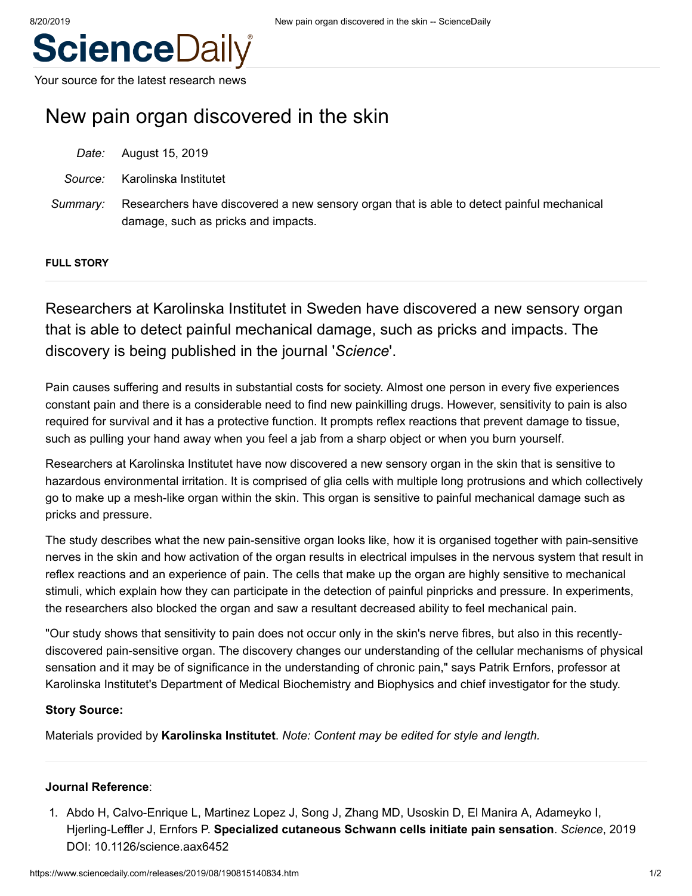ScienceDaily

Your source for the latest research news

# New pain organ discovered in the skin

*Date:* August 15, 2019

*Source:* Karolinska Institutet

*Summary:* Researchers have discovered a new sensory organ that is able to detect painful mechanical damage, such as pricks and impacts.

**FULL STORY**

Researchers at Karolinska Institutet in Sweden have discovered a new sensory organ that is able to detect painful mechanical damage, such as pricks and impacts. The discovery is being published in the journal '*Science*'.

Pain causes suffering and results in substantial costs for society. Almost one person in every five experiences constant pain and there is a considerable need to find new painkilling drugs. However, sensitivity to pain is also required for survival and it has a protective function. It prompts reflex reactions that prevent damage to tissue, such as pulling your hand away when you feel a jab from a sharp object or when you burn yourself.

Researchers at Karolinska Institutet have now discovered a new sensory organ in the skin that is sensitive to hazardous environmental irritation. It is comprised of glia cells with multiple long protrusions and which collectively go to make up a mesh-like organ within the skin. This organ is sensitive to painful mechanical damage such as pricks and pressure.

The study describes what the new pain-sensitive organ looks like, how it is organised together with pain-sensitive nerves in the skin and how activation of the organ results in electrical impulses in the nervous system that result in reflex reactions and an experience of pain. The cells that make up the organ are highly sensitive to mechanical stimuli, which explain how they can participate in the detection of painful pinpricks and pressure. In experiments, the researchers also blocked the organ and saw a resultant decreased ability to feel mechanical pain.

"Our study shows that sensitivity to pain does not occur only in the skin's nerve fibres, but also in this recently-discovered pain-sensitive organ. The discovery changes our understanding of the cellular mechanisms of physical sensation and it may be of significance in the understanding of chronic pain," says Patrik Ernfors, professor at Karolinska Institutet's Department of Medical Biochemistry and Biophysics and chief investigator for the study.

**Story Source:**

Materials provided by **Karolinska Institutet**. *Note: Content may be edited for style and length.*

**Journal Reference**:

1. Abdo H, Calvo-Enrique L, Martinez Lopez J, Song J, Zhang MD, Usoskin D, El Manira A, Adameyko I, Hjerling-Leffler J, Ernfors P. **Specialized cutaneous Schwann cells initiate pain sensation**. *Science*, 2019 DOI: 10.1126/science.aax6452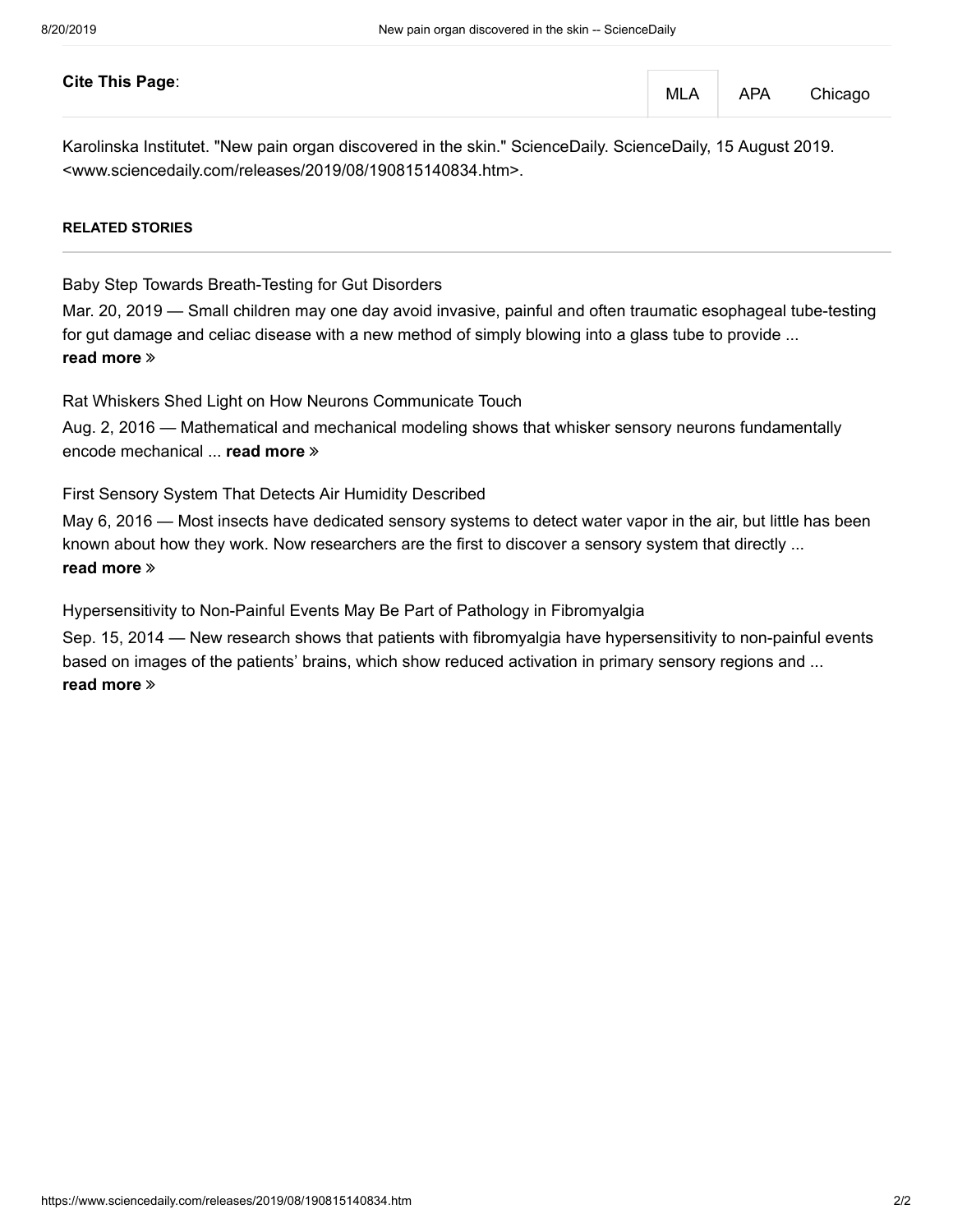**Cite This Page**:

MLA APA Chicago

Karolinska Institutet. "New pain organ discovered in the skin." ScienceDaily. ScienceDaily, 15 August 2019. <www.sciencedaily.com/releases/2019/08/190815140834.htm>.

**RELATED STORIES**

Baby Step Towards Breath-Testing for Gut Disorders

Mar. 20, 2019 — Small children may one day avoid invasive, painful and often traumatic esophageal tube-testing for gut damage and celiac disease with a new method of simply blowing into a glass tube to provide ... **read more** »

Rat Whiskers Shed Light on How Neurons Communicate Touch

Aug. 2, 2016 — Mathematical and mechanical modeling shows that whisker sensory neurons fundamentally encode mechanical ... **read more** »

First Sensory System That Detects Air Humidity Described

May 6, 2016 — Most insects have dedicated sensory systems to detect water vapor in the air, but little has been known about how they work. Now researchers are the first to discover a sensory system that directly ... **read more** »

Hypersensitivity to Non-Painful Events May Be Part of Pathology in Fibromyalgia

Sep. 15, 2014 — New research shows that patients with fibromyalgia have hypersensitivity to non-painful events based on images of the patients' brains, which show reduced activation in primary sensory regions and ... **read more** »